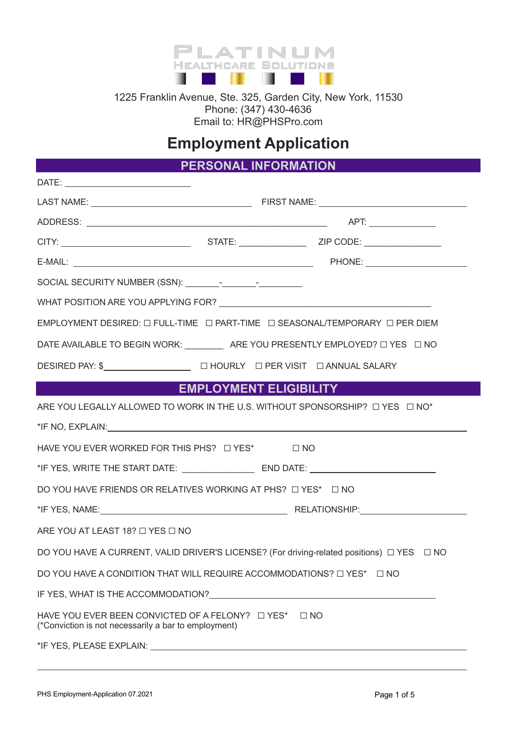PLATINUM
HEALTHCARE SOLUTIONS

1225 Franklin Avenue, Ste. 325, Garden City, New York, 11530
Phone: (347) 430-4636
Email to: HR@PHSPro.com

# Employment Application

## PERSONAL INFORMATION

DATE: ____________________________

LAST NAME: ____________________________________ FIRST NAME: ________________________________

ADDRESS: ______________________________________________________ APT: _______________

CITY: _____________________________ STATE: _______________ ZIP CODE: _________________

E-MAIL: ______________________________________________________ PHONE: ____________________

SOCIAL SECURITY NUMBER (SSN): _______-_______-_________

WHAT POSITION ARE YOU APPLYING FOR? ________________________________________________

EMPLOYMENT DESIRED: ☐ FULL-TIME ☐ PART-TIME ☐ SEASONAL/TEMPORARY ☐ PER DIEM

DATE AVAILABLE TO BEGIN WORK: ________ ARE YOU PRESENTLY EMPLOYED? ☐ YES ☐ NO

DESIRED PAY: $___________________ ☐ HOURLY ☐ PER VISIT ☐ ANNUAL SALARY

## EMPLOYMENT ELIGIBILITY

ARE YOU LEGALLY ALLOWED TO WORK IN THE U.S. WITHOUT SPONSORSHIP? ☐ YES ☐ NO*

*IF NO, EXPLAIN: ________________________________________________________________________

HAVE YOU EVER WORKED FOR THIS PHS? ☐ YES* ☐ NO

*IF YES, WRITE THE START DATE: _______________ END DATE: ____________________________

DO YOU HAVE FRIENDS OR RELATIVES WORKING AT PHS? ☐ YES* ☐ NO

*IF YES, NAME: ____________________________________________ RELATIONSHIP: ______________________

ARE YOU AT LEAST 18? ☐ YES ☐ NO

DO YOU HAVE A CURRENT, VALID DRIVER'S LICENSE? (For driving-related positions) ☐ YES ☐ NO

DO YOU HAVE A CONDITION THAT WILL REQUIRE ACCOMMODATIONS? ☐ YES* ☐ NO

IF YES, WHAT IS THE ACCOMMODATION? ____________________________________________________

HAVE YOU EVER BEEN CONVICTED OF A FELONY? ☐ YES* ☐ NO
(*Conviction is not necessarily a bar to employment)

*IF YES, PLEASE EXPLAIN: ______________________________________________________________

________________________________________________________________________________________

PHS Employment-Application 07.2021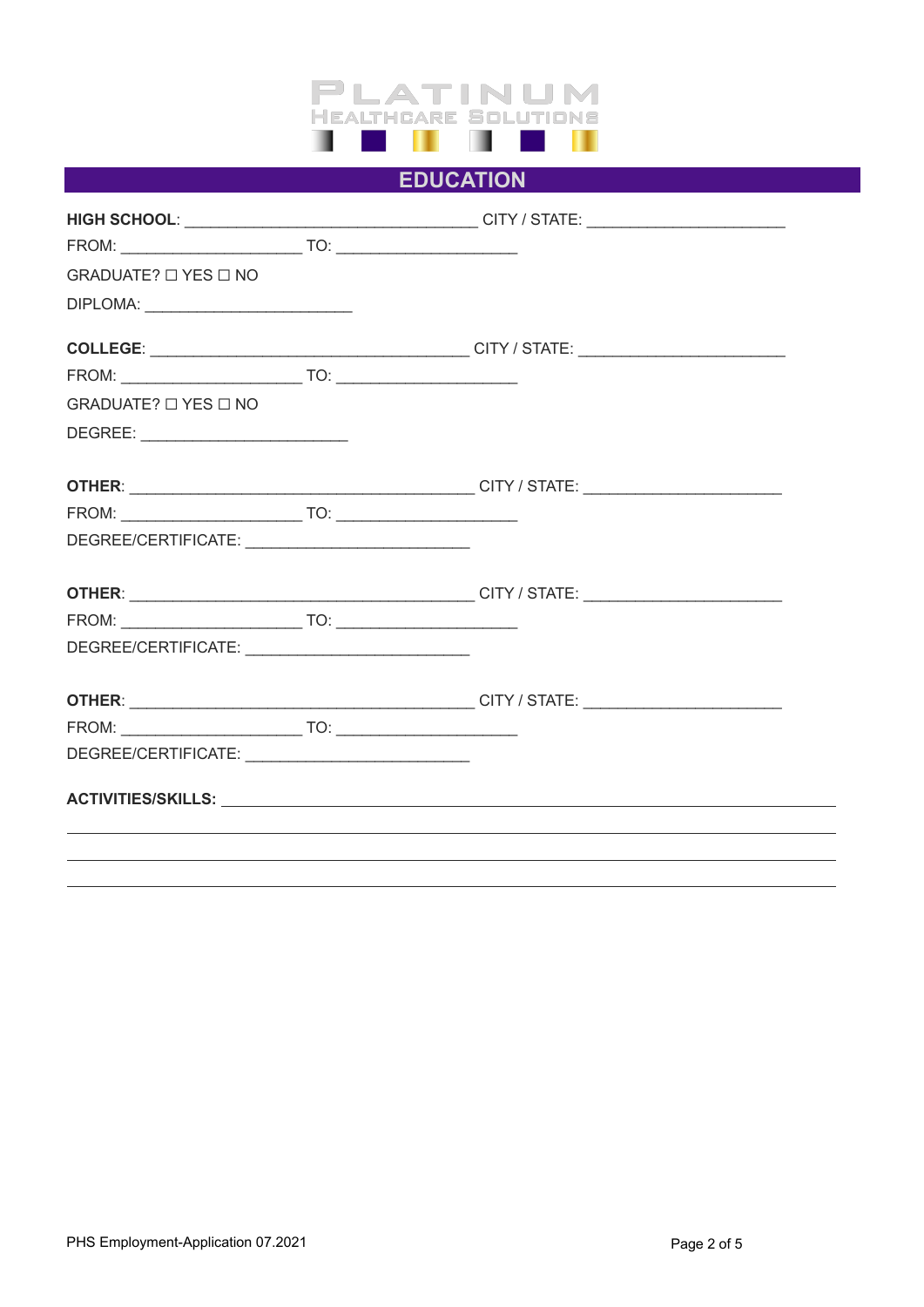PLATINUM
HEALTHCARE SOLUTIONS

## EDUCATION

**HIGH SCHOOL**: ________________________________ CITY / STATE: ______________________

FROM: ____________________ TO: ____________________

GRADUATE? ☐ YES ☐ NO

DIPLOMA: _______________________

**COLLEGE**: ___________________________________ CITY / STATE: ______________________

FROM: ____________________ TO: ____________________

GRADUATE? ☐ YES ☐ NO

DEGREE: _______________________

**OTHER**: ______________________________________ CITY / STATE: ______________________

FROM: ____________________ TO: ____________________

DEGREE/CERTIFICATE: _________________________

**OTHER**: ______________________________________ CITY / STATE: ______________________

FROM: ____________________ TO: ____________________

DEGREE/CERTIFICATE: _________________________

**OTHER**: ______________________________________ CITY / STATE: ______________________

FROM: ____________________ TO: ____________________

DEGREE/CERTIFICATE: _________________________

**ACTIVITIES/SKILLS**: ____________________________________________________________________

____________________________________________________________________

____________________________________________________________________

____________________________________________________________________

PHS Employment-Application 07.2021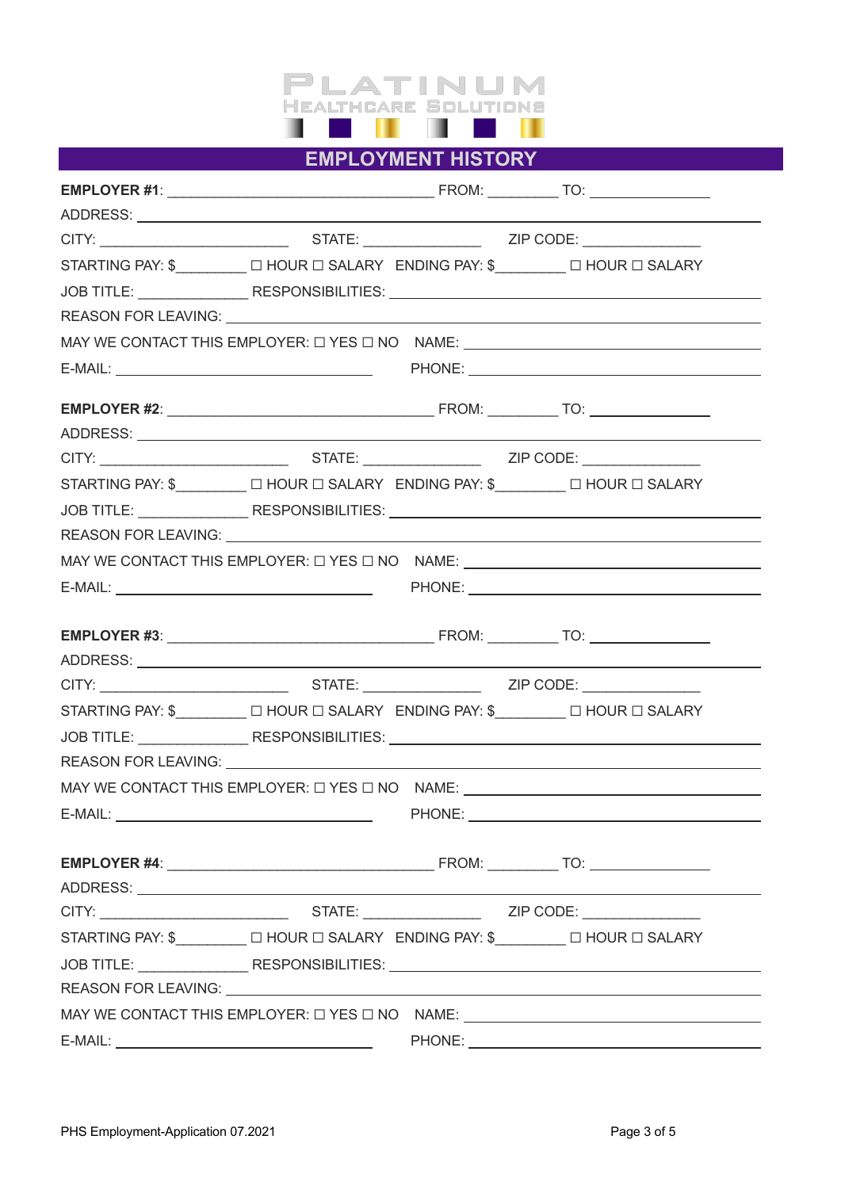PLATINUM
HEALTHCARE SOLUTIONS

## EMPLOYMENT HISTORY

**EMPLOYER #1**: ________________________________ FROM: ________ TO: ______________

ADDRESS: ________________________________________________________________

CITY: ______________________ STATE: ______________ ZIP CODE: ______________

STARTING PAY: $________ ☐ HOUR ☐ SALARY ENDING PAY: $________ ☐ HOUR ☐ SALARY

JOB TITLE: _____________ RESPONSIBILITIES: ___________________________________

REASON FOR LEAVING: ______________________________________________________

MAY WE CONTACT THIS EMPLOYER: ☐ YES ☐ NO NAME: ___________________________

E-MAIL: ______________________________ PHONE: ___________________________

**EMPLOYER #2**: ________________________________ FROM: ________ TO: ______________

ADDRESS: ________________________________________________________________

CITY: ______________________ STATE: ______________ ZIP CODE: ______________

STARTING PAY: $________ ☐ HOUR ☐ SALARY ENDING PAY: $________ ☐ HOUR ☐ SALARY

JOB TITLE: _____________ RESPONSIBILITIES: ___________________________________

REASON FOR LEAVING: ______________________________________________________

MAY WE CONTACT THIS EMPLOYER: ☐ YES ☐ NO NAME: ___________________________

E-MAIL: ______________________________ PHONE: ___________________________

**EMPLOYER #3**: ________________________________ FROM: ________ TO: ______________

ADDRESS: ________________________________________________________________

CITY: ______________________ STATE: ______________ ZIP CODE: ______________

STARTING PAY: $________ ☐ HOUR ☐ SALARY ENDING PAY: $________ ☐ HOUR ☐ SALARY

JOB TITLE: _____________ RESPONSIBILITIES: ___________________________________

REASON FOR LEAVING: ______________________________________________________

MAY WE CONTACT THIS EMPLOYER: ☐ YES ☐ NO NAME: ___________________________

E-MAIL: ______________________________ PHONE: ___________________________

**EMPLOYER #4**: ________________________________ FROM: ________ TO: ______________

ADDRESS: ________________________________________________________________

CITY: ______________________ STATE: ______________ ZIP CODE: ______________

STARTING PAY: $________ ☐ HOUR ☐ SALARY ENDING PAY: $________ ☐ HOUR ☐ SALARY

JOB TITLE: _____________ RESPONSIBILITIES: ___________________________________

REASON FOR LEAVING: ______________________________________________________

MAY WE CONTACT THIS EMPLOYER: ☐ YES ☐ NO NAME: ___________________________

E-MAIL: ______________________________ PHONE: ___________________________

PHS Employment-Application 07.2021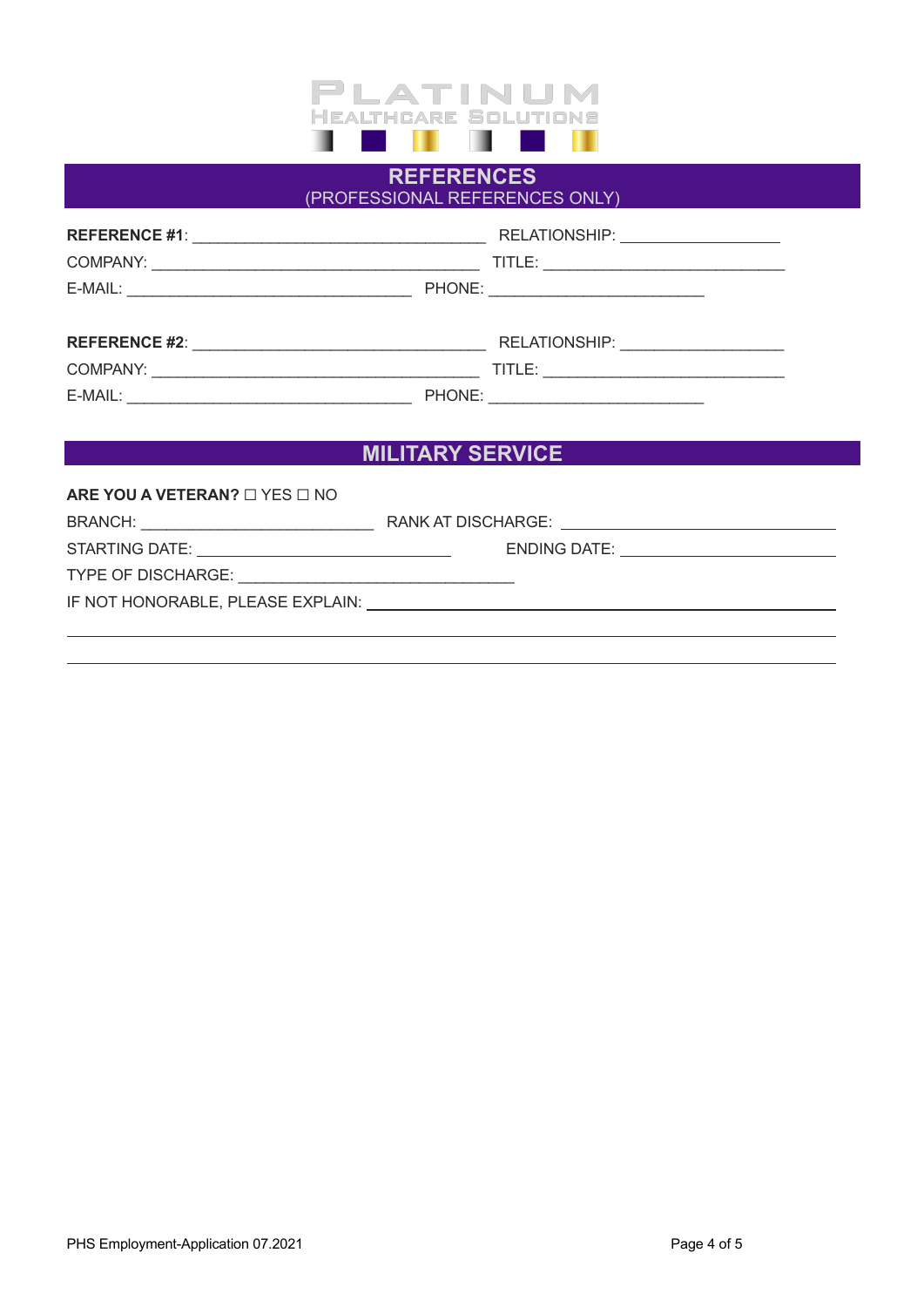PLATINUM
HEALTHCARE SOLUTIONS

## REFERENCES
(PROFESSIONAL REFERENCES ONLY)

**REFERENCE #1**: ________________________________ RELATIONSHIP: __________________

COMPANY: ____________________________________ TITLE: ___________________________

E-MAIL: _______________________________ PHONE: ________________________

**REFERENCE #2**: ________________________________ RELATIONSHIP: __________________

COMPANY: ____________________________________ TITLE: ___________________________

E-MAIL: _______________________________ PHONE: ________________________

## MILITARY SERVICE

**ARE YOU A VETERAN?** ☐ YES ☐ NO

BRANCH: _________________________ RANK AT DISCHARGE: ______________________________

STARTING DATE: ___________________________ ENDING DATE: _______________________

TYPE OF DISCHARGE: ______________________________

IF NOT HONORABLE, PLEASE EXPLAIN: ________________________________________________

_______________________________________________________________________________

_______________________________________________________________________________

PHS Employment-Application 07.2021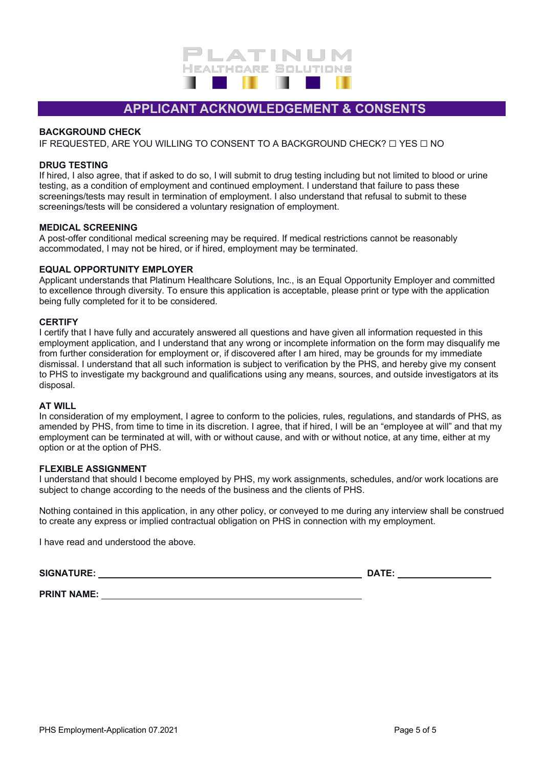PLATINUM
HEALTHCARE SOLUTIONS

# APPLICANT ACKNOWLEDGEMENT & CONSENTS

**BACKGROUND CHECK**
IF REQUESTED, ARE YOU WILLING TO CONSENT TO A BACKGROUND CHECK? ☐ YES ☐ NO

**DRUG TESTING**
If hired, I also agree, that if asked to do so, I will submit to drug testing including but not limited to blood or urine testing, as a condition of employment and continued employment. I understand that failure to pass these screenings/tests may result in termination of employment. I also understand that refusal to submit to these screenings/tests will be considered a voluntary resignation of employment.

**MEDICAL SCREENING**
A post-offer conditional medical screening may be required. If medical restrictions cannot be reasonably accommodated, I may not be hired, or if hired, employment may be terminated.

**EQUAL OPPORTUNITY EMPLOYER**
Applicant understands that Platinum Healthcare Solutions, Inc., is an Equal Opportunity Employer and committed to excellence through diversity. To ensure this application is acceptable, please print or type with the application being fully completed for it to be considered.

**CERTIFY**
I certify that I have fully and accurately answered all questions and have given all information requested in this employment application, and I understand that any wrong or incomplete information on the form may disqualify me from further consideration for employment or, if discovered after I am hired, may be grounds for my immediate dismissal. I understand that all such information is subject to verification by the PHS, and hereby give my consent to PHS to investigate my background and qualifications using any means, sources, and outside investigators at its disposal.

**AT WILL**
In consideration of my employment, I agree to conform to the policies, rules, regulations, and standards of PHS, as amended by PHS, from time to time in its discretion. I agree, that if hired, I will be an "employee at will" and that my employment can be terminated at will, with or without cause, and with or without notice, at any time, either at my option or at the option of PHS.

**FLEXIBLE ASSIGNMENT**
I understand that should I become employed by PHS, my work assignments, schedules, and/or work locations are subject to change according to the needs of the business and the clients of PHS.

Nothing contained in this application, in any other policy, or conveyed to me during any interview shall be construed to create any express or implied contractual obligation on PHS in connection with my employment.

I have read and understood the above.

**SIGNATURE:** ______________________________ **DATE:** ______________

**PRINT NAME:** ______________________________